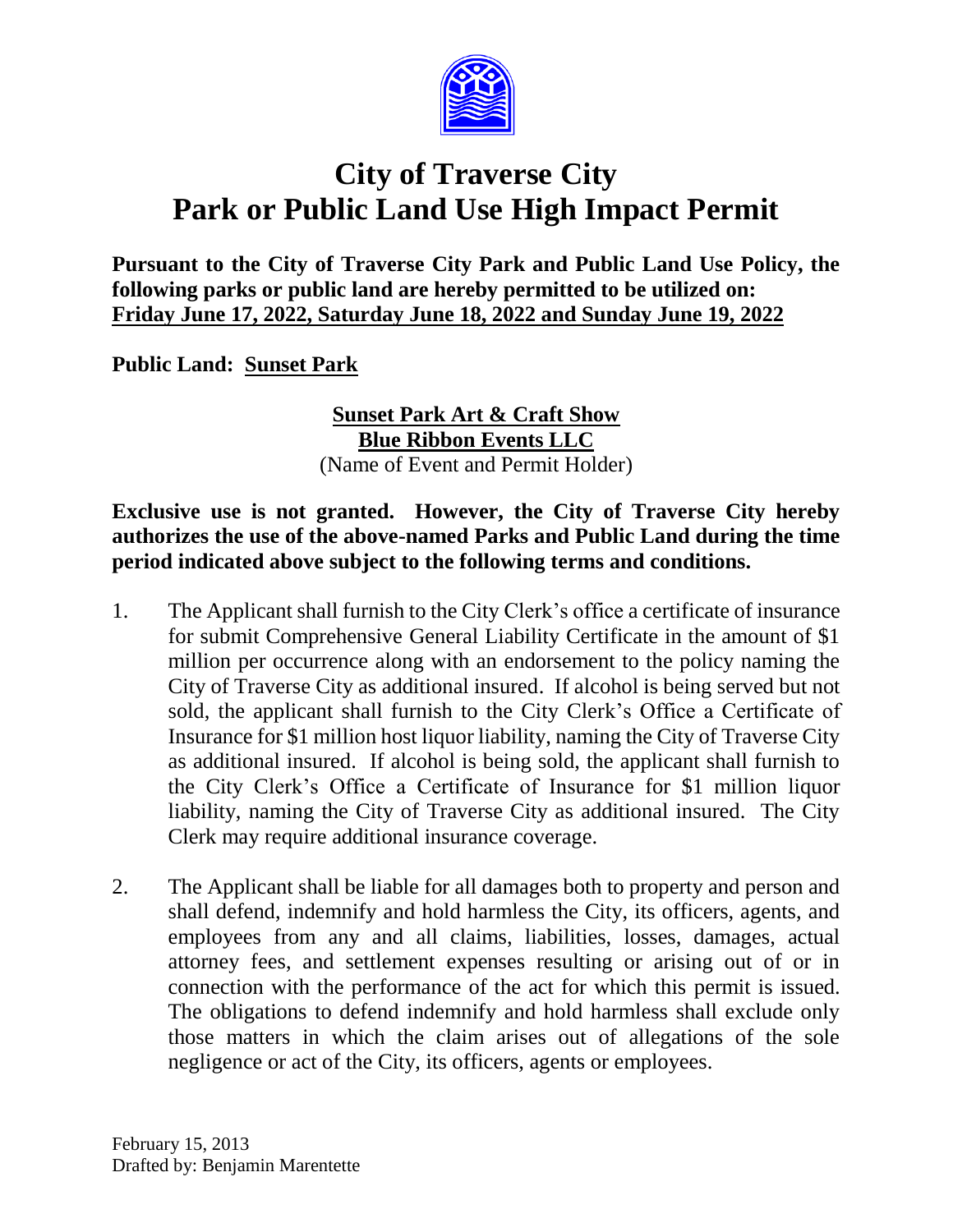# City of Traverse City
# Park or Public Land Use High Impact Permit

**Pursuant to the City of Traverse City Park and Public Land Use Policy, the following parks or public land are hereby permitted to be utilized on: Friday June 17, 2022, Saturday June 18, 2022 and Sunday June 19, 2022**

**Public Land: Sunset Park**

**Sunset Park Art & Craft Show**
**Blue Ribbon Events LLC**
(Name of Event and Permit Holder)

**Exclusive use is not granted. However, the City of Traverse City hereby authorizes the use of the above-named Parks and Public Land during the time period indicated above subject to the following terms and conditions.**

1. The Applicant shall furnish to the City Clerk's office a certificate of insurance for submit Comprehensive General Liability Certificate in the amount of $1 million per occurrence along with an endorsement to the policy naming the City of Traverse City as additional insured. If alcohol is being served but not sold, the applicant shall furnish to the City Clerk's Office a Certificate of Insurance for $1 million host liquor liability, naming the City of Traverse City as additional insured. If alcohol is being sold, the applicant shall furnish to the City Clerk's Office a Certificate of Insurance for $1 million liquor liability, naming the City of Traverse City as additional insured. The City Clerk may require additional insurance coverage.

2. The Applicant shall be liable for all damages both to property and person and shall defend, indemnify and hold harmless the City, its officers, agents, and employees from any and all claims, liabilities, losses, damages, actual attorney fees, and settlement expenses resulting or arising out of or in connection with the performance of the act for which this permit is issued. The obligations to defend indemnify and hold harmless shall exclude only those matters in which the claim arises out of allegations of the sole negligence or act of the City, its officers, agents or employees.

February 15, 2013
Drafted by: Benjamin Marentette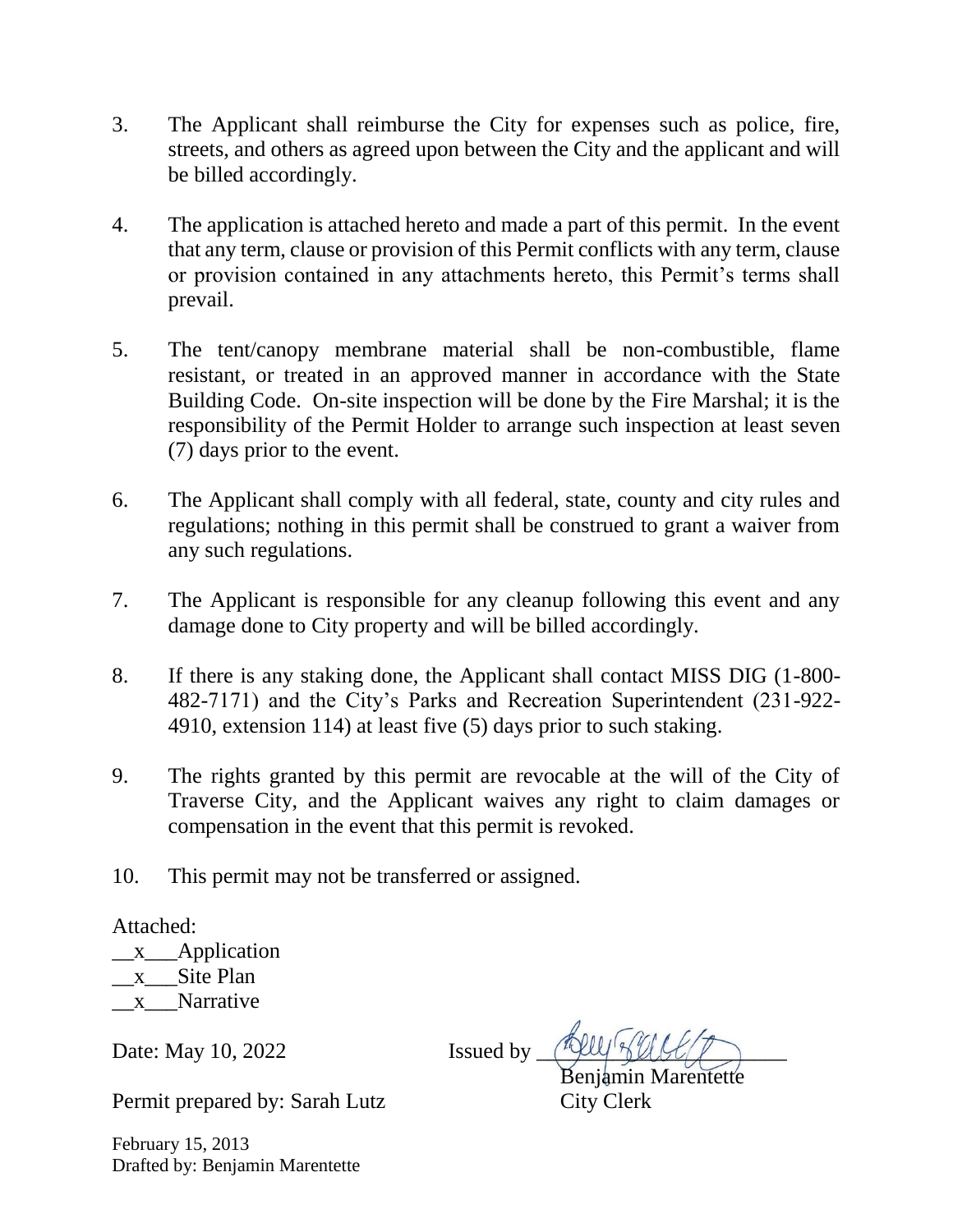3. The Applicant shall reimburse the City for expenses such as police, fire, streets, and others as agreed upon between the City and the applicant and will be billed accordingly.

4. The application is attached hereto and made a part of this permit. In the event that any term, clause or provision of this Permit conflicts with any term, clause or provision contained in any attachments hereto, this Permit's terms shall prevail.

5. The tent/canopy membrane material shall be non-combustible, flame resistant, or treated in an approved manner in accordance with the State Building Code. On-site inspection will be done by the Fire Marshal; it is the responsibility of the Permit Holder to arrange such inspection at least seven (7) days prior to the event.

6. The Applicant shall comply with all federal, state, county and city rules and regulations; nothing in this permit shall be construed to grant a waiver from any such regulations.

7. The Applicant is responsible for any cleanup following this event and any damage done to City property and will be billed accordingly.

8. If there is any staking done, the Applicant shall contact MISS DIG (1-800-482-7171) and the City's Parks and Recreation Superintendent (231-922-4910, extension 114) at least five (5) days prior to such staking.

9. The rights granted by this permit are revocable at the will of the City of Traverse City, and the Applicant waives any right to claim damages or compensation in the event that this permit is revoked.

10. This permit may not be transferred or assigned.

Attached:
__x___Application
__x___Site Plan
__x___Narrative

Date: May 10, 2022

Issued by ______________________
Benjamin Marentette
City Clerk

Permit prepared by: Sarah Lutz

February 15, 2013
Drafted by: Benjamin Marentette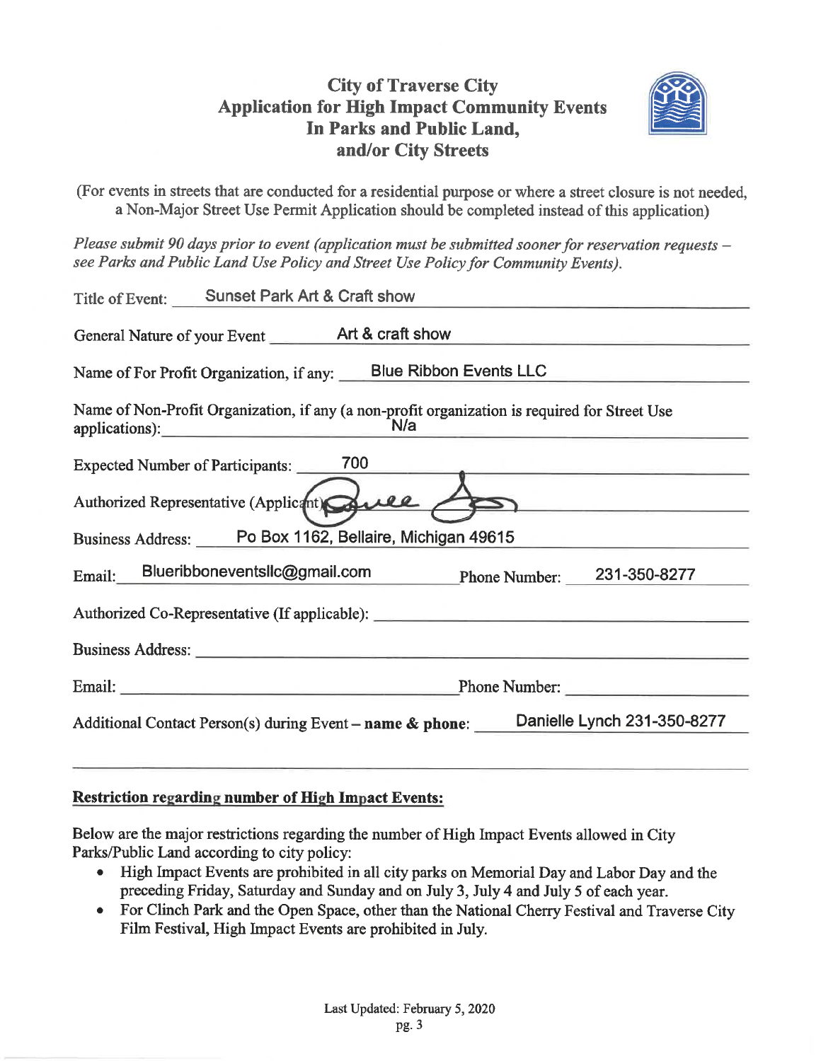# City of Traverse City
## Application for High Impact Community Events In Parks and Public Land, and/or City Streets

(For events in streets that are conducted for a residential purpose or where a street closure is not needed, a Non-Major Street Use Permit Application should be completed instead of this application)

*Please submit 90 days prior to event (application must be submitted sooner for reservation requests – see Parks and Public Land Use Policy and Street Use Policy for Community Events).*

Title of Event: Sunset Park Art & Craft show

General Nature of your Event: Art & craft show

Name of For Profit Organization, if any: Blue Ribbon Events LLC

Name of Non-Profit Organization, if any (a non-profit organization is required for Street Use applications): N/a

Expected Number of Participants: 700

Authorized Representative (Applicant): [signature]

Business Address: Po Box 1162, Bellaire, Michigan 49615

Email: Blueribboneventsllc@gmail.com Phone Number: 231-350-8277

Authorized Co-Representative (If applicable): 

Business Address: 

Email: Phone Number: 

Additional Contact Person(s) during Event – **name & phone**: Danielle Lynch 231-350-8277

---

**Restriction regarding number of High Impact Events:**

Below are the major restrictions regarding the number of High Impact Events allowed in City Parks/Public Land according to city policy:

- High Impact Events are prohibited in all city parks on Memorial Day and Labor Day and the preceding Friday, Saturday and Sunday and on July 3, July 4 and July 5 of each year.
- For Clinch Park and the Open Space, other than the National Cherry Festival and Traverse City Film Festival, High Impact Events are prohibited in July.

Last Updated: February 5, 2020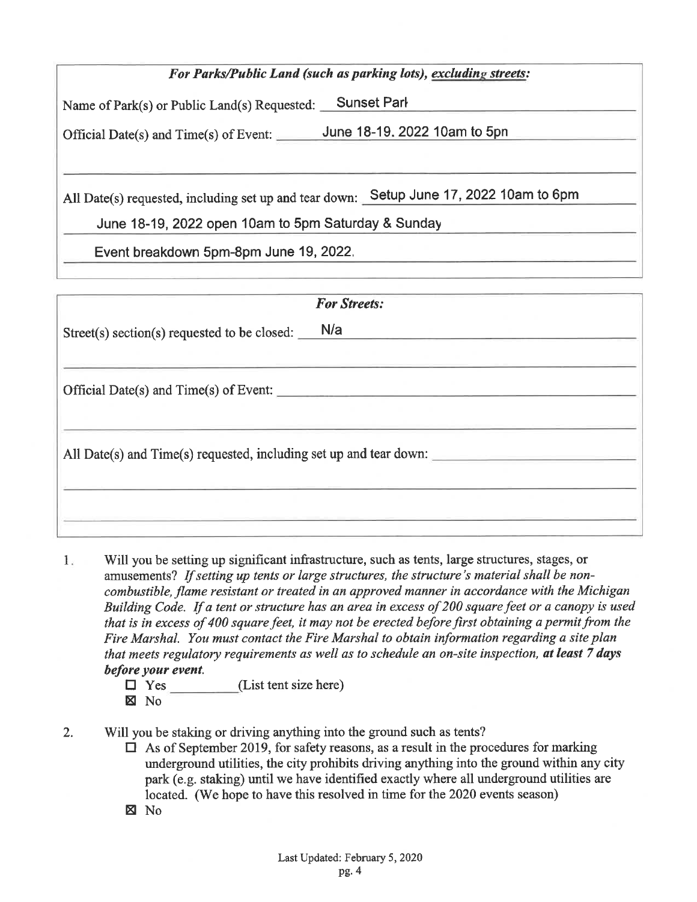***For Parks/Public Land (such as parking lots), excluding streets:***

Name of Park(s) or Public Land(s) Requested: Sunset Parl

Official Date(s) and Time(s) of Event: June 18-19. 2022 10am to 5pn

All Date(s) requested, including set up and tear down: Setup June 17, 2022 10am to 6pm

June 18-19, 2022 open 10am to 5pm Saturday & Sunday

Event breakdown 5pm-8pm June 19, 2022.

***For Streets:***

Street(s) section(s) requested to be closed: N/a

Official Date(s) and Time(s) of Event:

All Date(s) and Time(s) requested, including set up and tear down:

1. Will you be setting up significant infrastructure, such as tents, large structures, stages, or amusements? *If setting up tents or large structures, the structure's material shall be non-combustible, flame resistant or treated in an approved manner in accordance with the Michigan Building Code. If a tent or structure has an area in excess of 200 square feet or a canopy is used that is in excess of 400 square feet, it may not be erected before first obtaining a permit from the Fire Marshal. You must contact the Fire Marshal to obtain information regarding a site plan that meets regulatory requirements as well as to schedule an on-site inspection,* ***at least 7 days before your event.***
   - ☐ Yes ________ (List tent size here)
   - ☒ No

2. Will you be staking or driving anything into the ground such as tents?
   - ☐ As of September 2019, for safety reasons, as a result in the procedures for marking underground utilities, the city prohibits driving anything into the ground within any city park (e.g. staking) until we have identified exactly where all underground utilities are located. (We hope to have this resolved in time for the 2020 events season)
   - ☒ No

Last Updated: February 5, 2020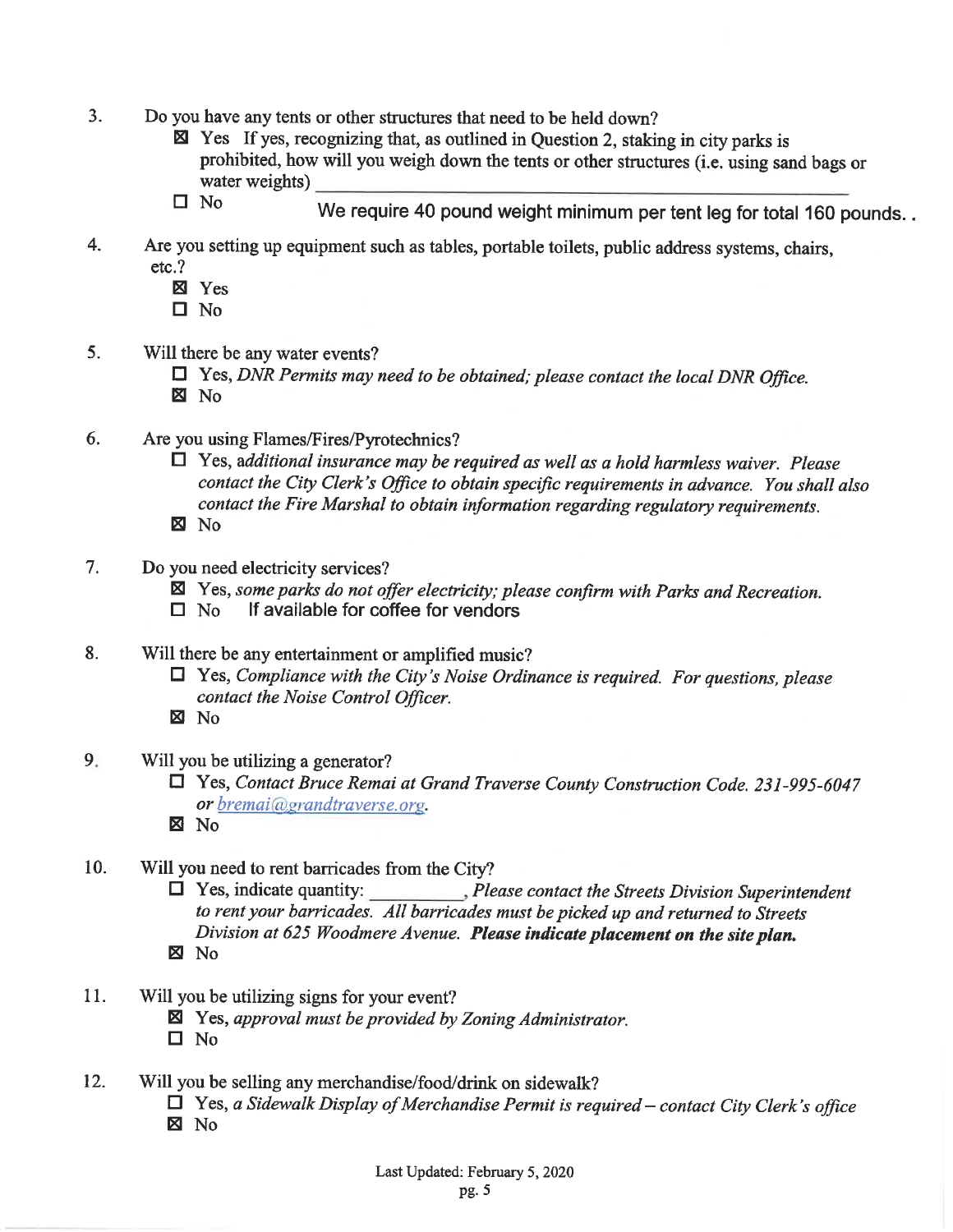3. Do you have any tents or other structures that need to be held down?
   - ☒ Yes If yes, recognizing that, as outlined in Question 2, staking in city parks is prohibited, how will you weigh down the tents or other structures (i.e. using sand bags or water weights) We require 40 pound weight minimum per tent leg for total 160 pounds. .
   - ☐ No

4. Are you setting up equipment such as tables, portable toilets, public address systems, chairs, etc.?
   - ☒ Yes
   - ☐ No

5. Will there be any water events?
   - ☐ Yes, *DNR Permits may need to be obtained; please contact the local DNR Office.*
   - ☒ No

6. Are you using Flames/Fires/Pyrotechnics?
   - ☐ Yes, *additional insurance may be required as well as a hold harmless waiver. Please contact the City Clerk's Office to obtain specific requirements in advance. You shall also contact the Fire Marshal to obtain information regarding regulatory requirements.*
   - ☒ No

7. Do you need electricity services?
   - ☒ Yes, *some parks do not offer electricity; please confirm with Parks and Recreation.*
   - ☐ No If available for coffee for vendors

8. Will there be any entertainment or amplified music?
   - ☐ Yes, *Compliance with the City's Noise Ordinance is required. For questions, please contact the Noise Control Officer.*
   - ☒ No

9. Will you be utilizing a generator?
   - ☐ Yes, *Contact Bruce Remai at Grand Traverse County Construction Code. 231-995-6047 or bremai@grandtraverse.org.*
   - ☒ No

10. Will you need to rent barricades from the City?
    - ☐ Yes, indicate quantity: __________, *Please contact the Streets Division Superintendent to rent your barricades. All barricades must be picked up and returned to Streets Division at 625 Woodmere Avenue.* ***Please indicate placement on the site plan.***
    - ☒ No

11. Will you be utilizing signs for your event?
    - ☒ Yes, *approval must be provided by Zoning Administrator.*
    - ☐ No

12. Will you be selling any merchandise/food/drink on sidewalk?
    - ☐ Yes, *a Sidewalk Display of Merchandise Permit is required – contact City Clerk's office*
    - ☒ No

Last Updated: February 5, 2020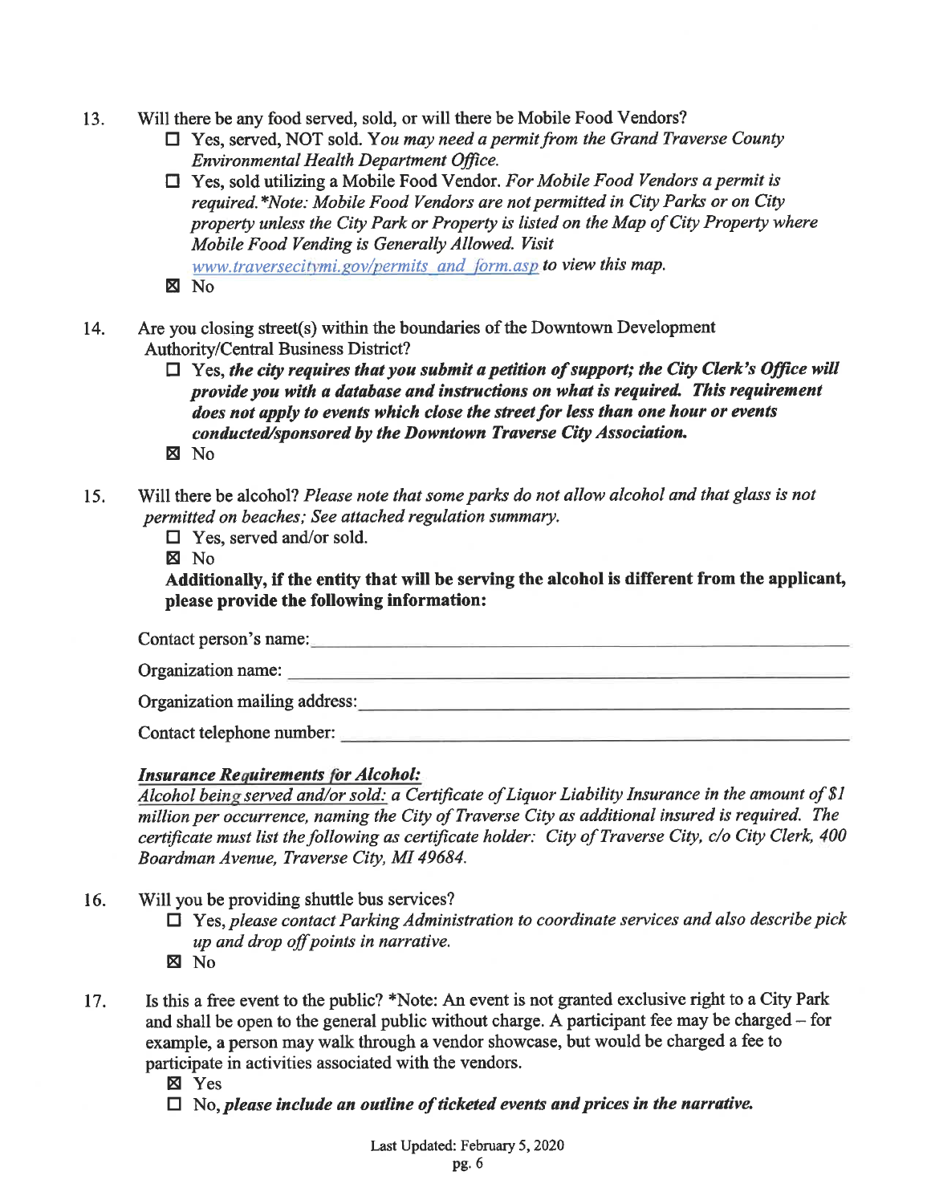13. Will there be any food served, sold, or will there be Mobile Food Vendors?
    - ☐ Yes, served, NOT sold. *You may need a permit from the Grand Traverse County Environmental Health Department Office.*
    - ☐ Yes, sold utilizing a Mobile Food Vendor. *For Mobile Food Vendors a permit is required.\*Note: Mobile Food Vendors are not permitted in City Parks or on City property unless the City Park or Property is listed on the Map of City Property where Mobile Food Vending is Generally Allowed. Visit* www.traversecitymi.gov/permits_and_form.asp *to view this map.*
    - ☒ No

14. Are you closing street(s) within the boundaries of the Downtown Development Authority/Central Business District?
    - ☐ Yes, ***the city requires that you submit a petition of support; the City Clerk's Office will provide you with a database and instructions on what is required. This requirement does not apply to events which close the street for less than one hour or events conducted/sponsored by the Downtown Traverse City Association.***
    - ☒ No

15. Will there be alcohol? *Please note that some parks do not allow alcohol and that glass is not permitted on beaches; See attached regulation summary.*
    - ☐ Yes, served and/or sold.
    - ☒ No

    **Additionally, if the entity that will be serving the alcohol is different from the applicant, please provide the following information:**

    Contact person's name: ____________________

    Organization name: ____________________

    Organization mailing address: ____________________

    Contact telephone number: ____________________

    ***Insurance Requirements for Alcohol:***

    *Alcohol being served and/or sold: a Certificate of Liquor Liability Insurance in the amount of $1 million per occurrence, naming the City of Traverse City as additional insured is required. The certificate must list the following as certificate holder: City of Traverse City, c/o City Clerk, 400 Boardman Avenue, Traverse City, MI 49684.*

16. Will you be providing shuttle bus services?
    - ☐ Yes, *please contact Parking Administration to coordinate services and also describe pick up and drop off points in narrative.*
    - ☒ No

17. Is this a free event to the public? \*Note: An event is not granted exclusive right to a City Park and shall be open to the general public without charge. A participant fee may be charged – for example, a person may walk through a vendor showcase, but would be charged a fee to participate in activities associated with the vendors.
    - ☒ Yes
    - ☐ No, ***please include an outline of ticketed events and prices in the narrative.***

Last Updated: February 5, 2020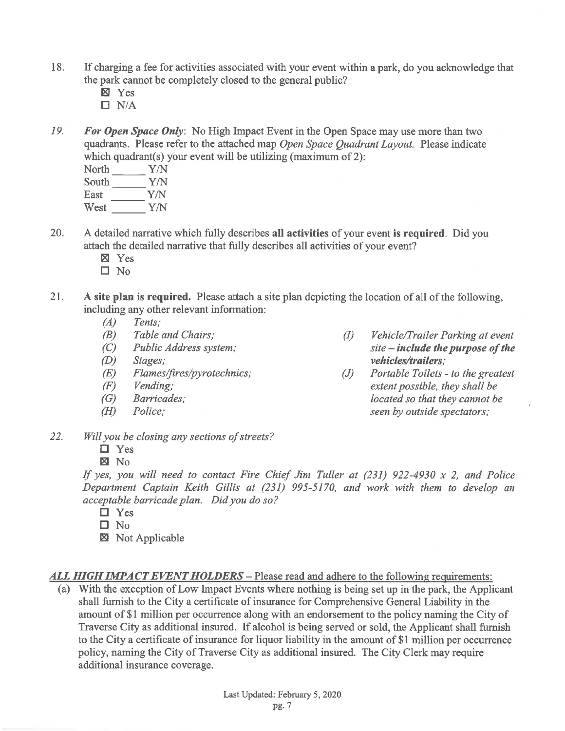18. If charging a fee for activities associated with your event within a park, do you acknowledge that the park cannot be completely closed to the general public?
    - ☒ Yes
    - ☐ N/A

19. ***For Open Space Only***: No High Impact Event in the Open Space may use more than two quadrants. Please refer to the attached map *Open Space Quadrant Layout.* Please indicate which quadrant(s) your event will be utilizing (maximum of 2):

    North ______ Y/N
    South ______ Y/N
    East ______ Y/N
    West ______ Y/N

20. A detailed narrative which fully describes **all activities** of your event **is required**. Did you attach the detailed narrative that fully describes all activities of your event?
    - ☒ Yes
    - ☐ No

21. **A site plan is required.** Please attach a site plan depicting the location of all of the following, including any other relevant information:
    - *(A) Tents;*
    - *(B) Table and Chairs;*
    - *(C) Public Address system;*
    - *(D) Stages;*
    - *(E) Flames/fires/pyrotechnics;*
    - *(F) Vending;*
    - *(G) Barricades;*
    - *(H) Police;*
    - *(I) Vehicle/Trailer Parking at event site – **include the purpose of the vehicles/trailers**;*
    - *(J) Portable Toilets - to the greatest extent possible, they shall be located so that they cannot be seen by outside spectators;*

22. *Will you be closing any sections of streets?*
    - ☐ Yes
    - ☒ No

    *If yes, you will need to contact Fire Chief Jim Tuller at (231) 922-4930 x 2, and Police Department Captain Keith Gillis at (231) 995-5170, and work with them to develop an acceptable barricade plan. Did you do so?*
    - ☐ Yes
    - ☐ No
    - ☒ Not Applicable

***ALL HIGH IMPACT EVENT HOLDERS*** – Please read and adhere to the following requirements:

(a) With the exception of Low Impact Events where nothing is being set up in the park, the Applicant shall furnish to the City a certificate of insurance for Comprehensive General Liability in the amount of $1 million per occurrence along with an endorsement to the policy naming the City of Traverse City as additional insured. If alcohol is being served or sold, the Applicant shall furnish to the City a certificate of insurance for liquor liability in the amount of $1 million per occurrence policy, naming the City of Traverse City as additional insured. The City Clerk may require additional insurance coverage.

Last Updated: February 5, 2020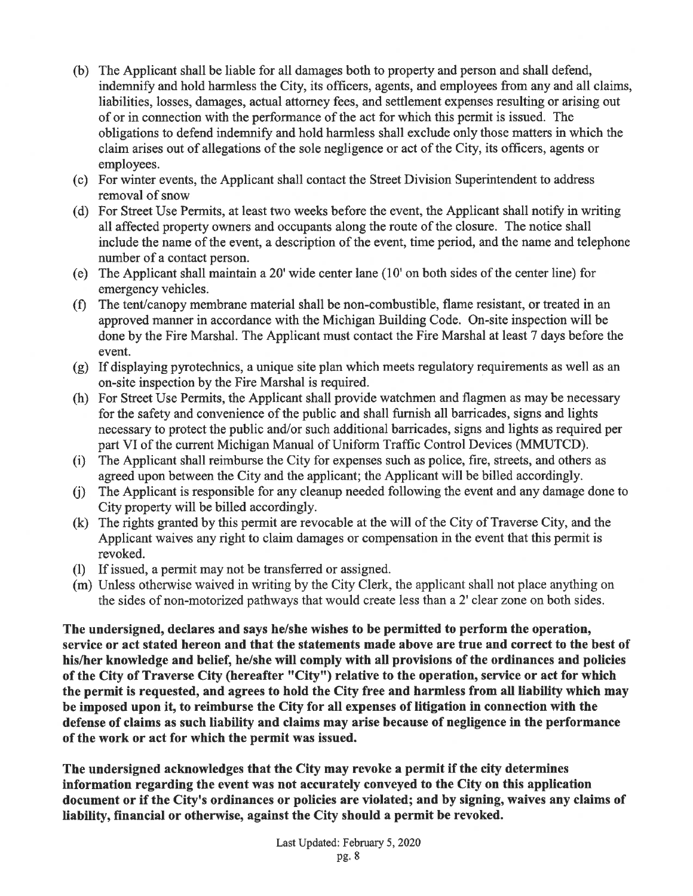(b) The Applicant shall be liable for all damages both to property and person and shall defend, indemnify and hold harmless the City, its officers, agents, and employees from any and all claims, liabilities, losses, damages, actual attorney fees, and settlement expenses resulting or arising out of or in connection with the performance of the act for which this permit is issued. The obligations to defend indemnify and hold harmless shall exclude only those matters in which the claim arises out of allegations of the sole negligence or act of the City, its officers, agents or employees.

(c) For winter events, the Applicant shall contact the Street Division Superintendent to address removal of snow

(d) For Street Use Permits, at least two weeks before the event, the Applicant shall notify in writing all affected property owners and occupants along the route of the closure. The notice shall include the name of the event, a description of the event, time period, and the name and telephone number of a contact person.

(e) The Applicant shall maintain a 20' wide center lane (10' on both sides of the center line) for emergency vehicles.

(f) The tent/canopy membrane material shall be non-combustible, flame resistant, or treated in an approved manner in accordance with the Michigan Building Code. On-site inspection will be done by the Fire Marshal. The Applicant must contact the Fire Marshal at least 7 days before the event.

(g) If displaying pyrotechnics, a unique site plan which meets regulatory requirements as well as an on-site inspection by the Fire Marshal is required.

(h) For Street Use Permits, the Applicant shall provide watchmen and flagmen as may be necessary for the safety and convenience of the public and shall furnish all barricades, signs and lights necessary to protect the public and/or such additional barricades, signs and lights as required per part VI of the current Michigan Manual of Uniform Traffic Control Devices (MMUTCD).

(i) The Applicant shall reimburse the City for expenses such as police, fire, streets, and others as agreed upon between the City and the applicant; the Applicant will be billed accordingly.

(j) The Applicant is responsible for any cleanup needed following the event and any damage done to City property will be billed accordingly.

(k) The rights granted by this permit are revocable at the will of the City of Traverse City, and the Applicant waives any right to claim damages or compensation in the event that this permit is revoked.

(l) If issued, a permit may not be transferred or assigned.

(m) Unless otherwise waived in writing by the City Clerk, the applicant shall not place anything on the sides of non-motorized pathways that would create less than a 2' clear zone on both sides.

**The undersigned, declares and says he/she wishes to be permitted to perform the operation, service or act stated hereon and that the statements made above are true and correct to the best of his/her knowledge and belief, he/she will comply with all provisions of the ordinances and policies of the City of Traverse City (hereafter "City") relative to the operation, service or act for which the permit is requested, and agrees to hold the City free and harmless from all liability which may be imposed upon it, to reimburse the City for all expenses of litigation in connection with the defense of claims as such liability and claims may arise because of negligence in the performance of the work or act for which the permit was issued.**

**The undersigned acknowledges that the City may revoke a permit if the city determines information regarding the event was not accurately conveyed to the City on this application document or if the City's ordinances or policies are violated; and by signing, waives any claims of liability, financial or otherwise, against the City should a permit be revoked.**

Last Updated: February 5, 2020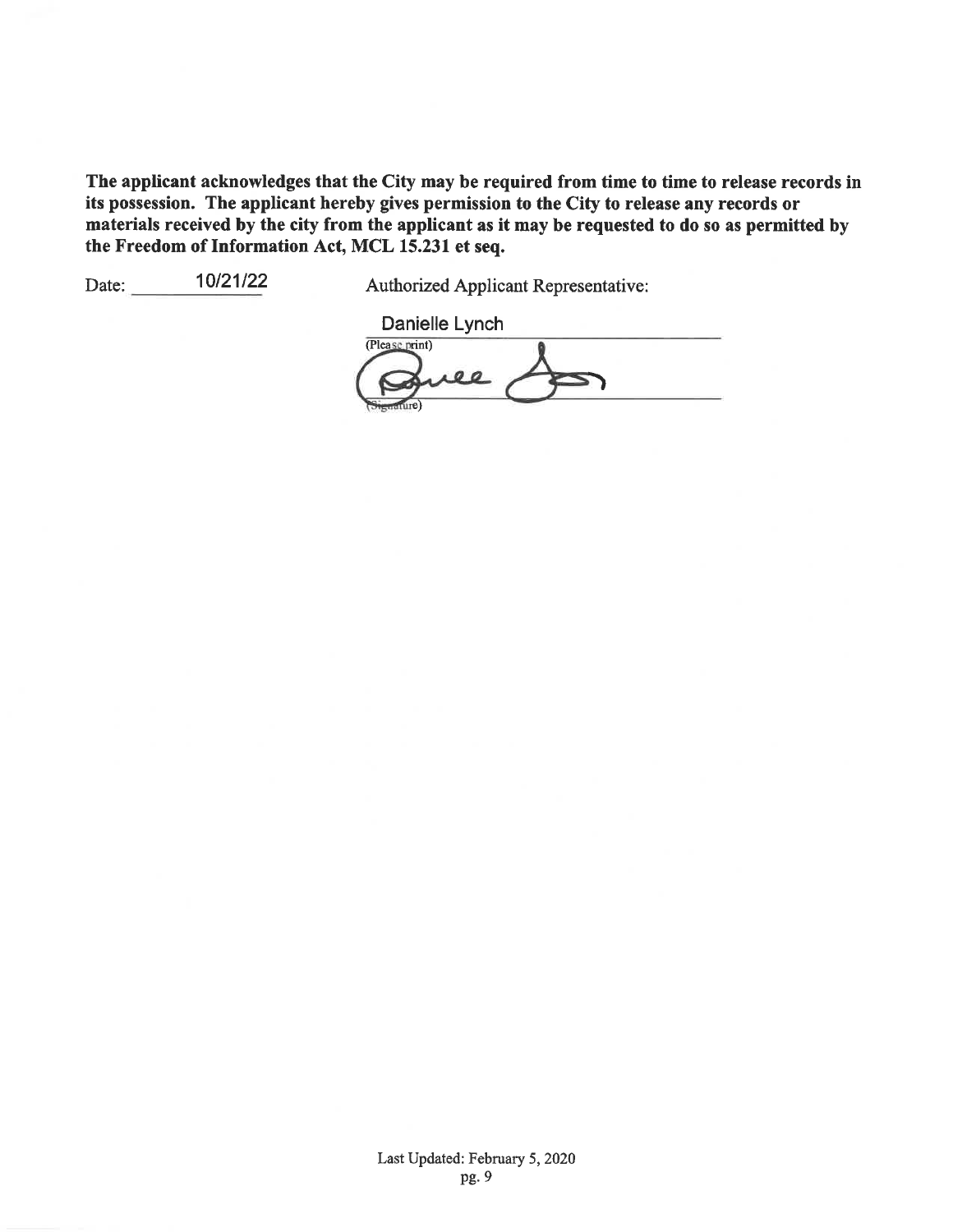**The applicant acknowledges that the City may be required from time to time to release records in its possession. The applicant hereby gives permission to the City to release any records or materials received by the city from the applicant as it may be requested to do so as permitted by the Freedom of Information Act, MCL 15.231 et seq.**

Date: 10/21/22

Authorized Applicant Representative:

Danielle Lynch
(Please print)

(Signature)

Last Updated: February 5, 2020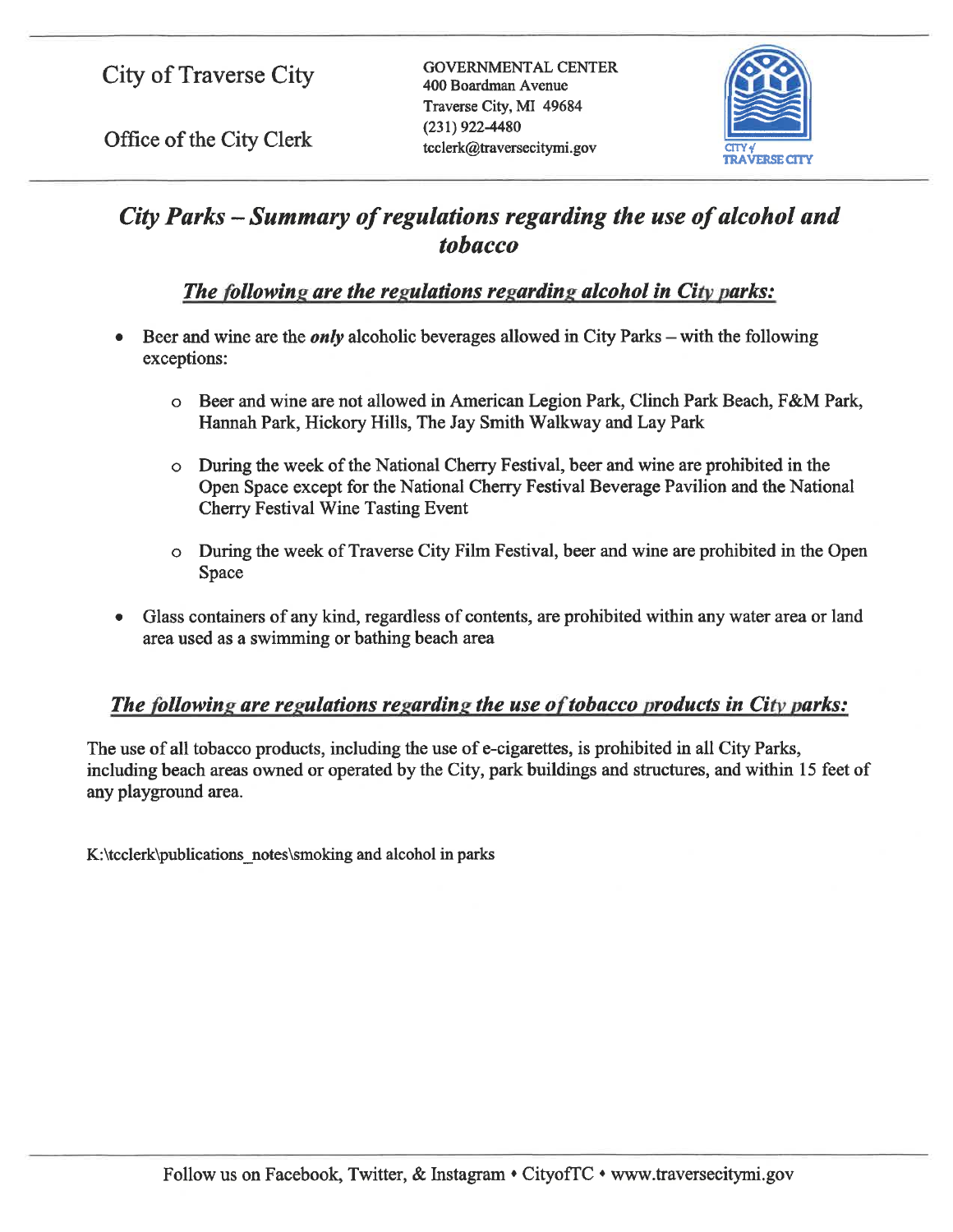City of Traverse City

Office of the City Clerk

GOVERNMENTAL CENTER
400 Boardman Avenue
Traverse City, MI 49684
(231) 922-4480
tcclerk@traversecitymi.gov

# *City Parks – Summary of regulations regarding the use of alcohol and tobacco*

## ***The following are the regulations regarding alcohol in City parks:***

- Beer and wine are the ***only*** alcoholic beverages allowed in City Parks – with the following exceptions:
  - Beer and wine are not allowed in American Legion Park, Clinch Park Beach, F&M Park, Hannah Park, Hickory Hills, The Jay Smith Walkway and Lay Park
  - During the week of the National Cherry Festival, beer and wine are prohibited in the Open Space except for the National Cherry Festival Beverage Pavilion and the National Cherry Festival Wine Tasting Event
  - During the week of Traverse City Film Festival, beer and wine are prohibited in the Open Space
- Glass containers of any kind, regardless of contents, are prohibited within any water area or land area used as a swimming or bathing beach area

## ***The following are regulations regarding the use of tobacco products in City parks:***

The use of all tobacco products, including the use of e-cigarettes, is prohibited in all City Parks, including beach areas owned or operated by the City, park buildings and structures, and within 15 feet of any playground area.

K:\tcclerk\publications_notes\smoking and alcohol in parks

Follow us on Facebook, Twitter, & Instagram • CityofTC • www.traversecitymi.gov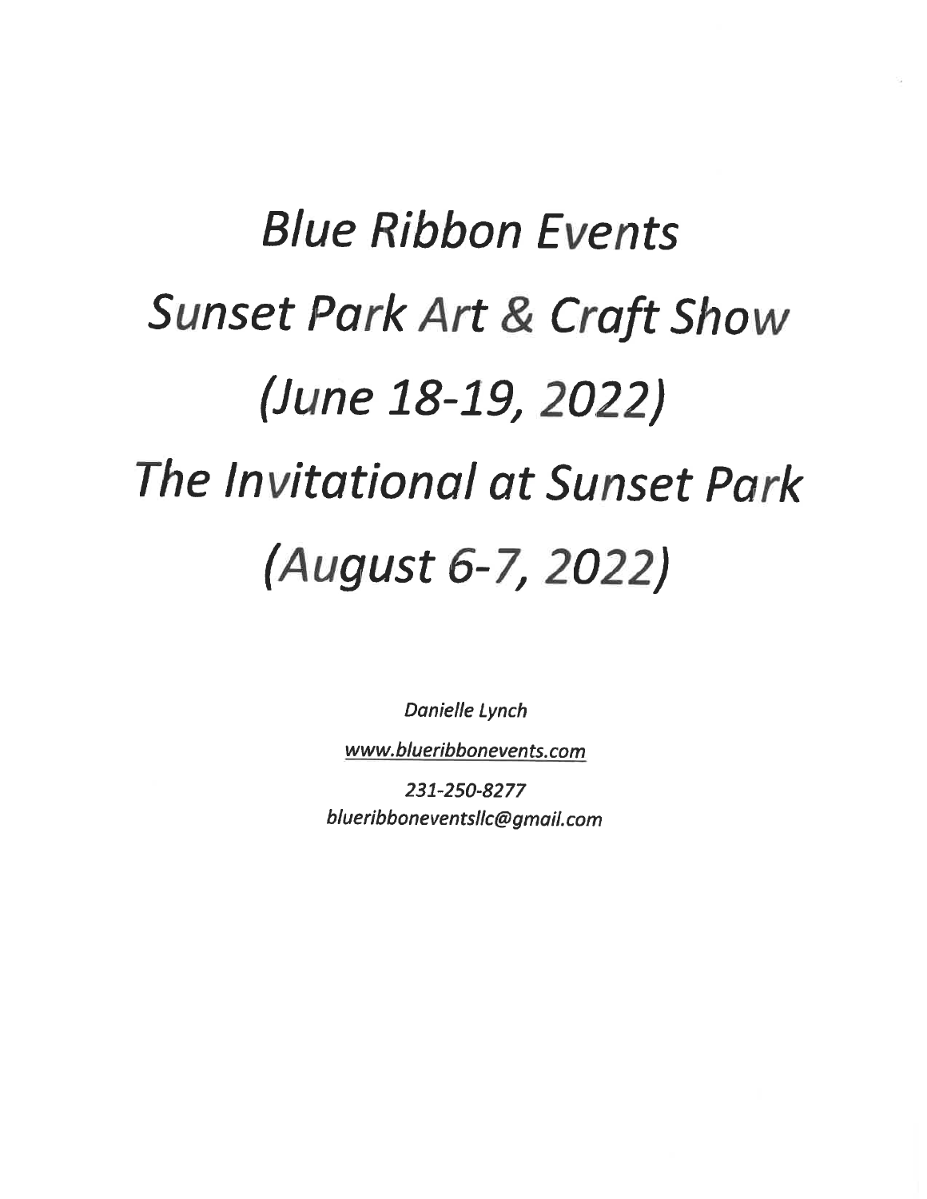# *Blue Ribbon Events*

# *Sunset Park Art & Craft Show*

# *(June 18-19, 2022)*

# *The Invitational at Sunset Park*

# *(August 6-7, 2022)*

*Danielle Lynch*

*www.blueribbonevents.com*

*231-250-8277*

*blueribboneventsllc@gmail.com*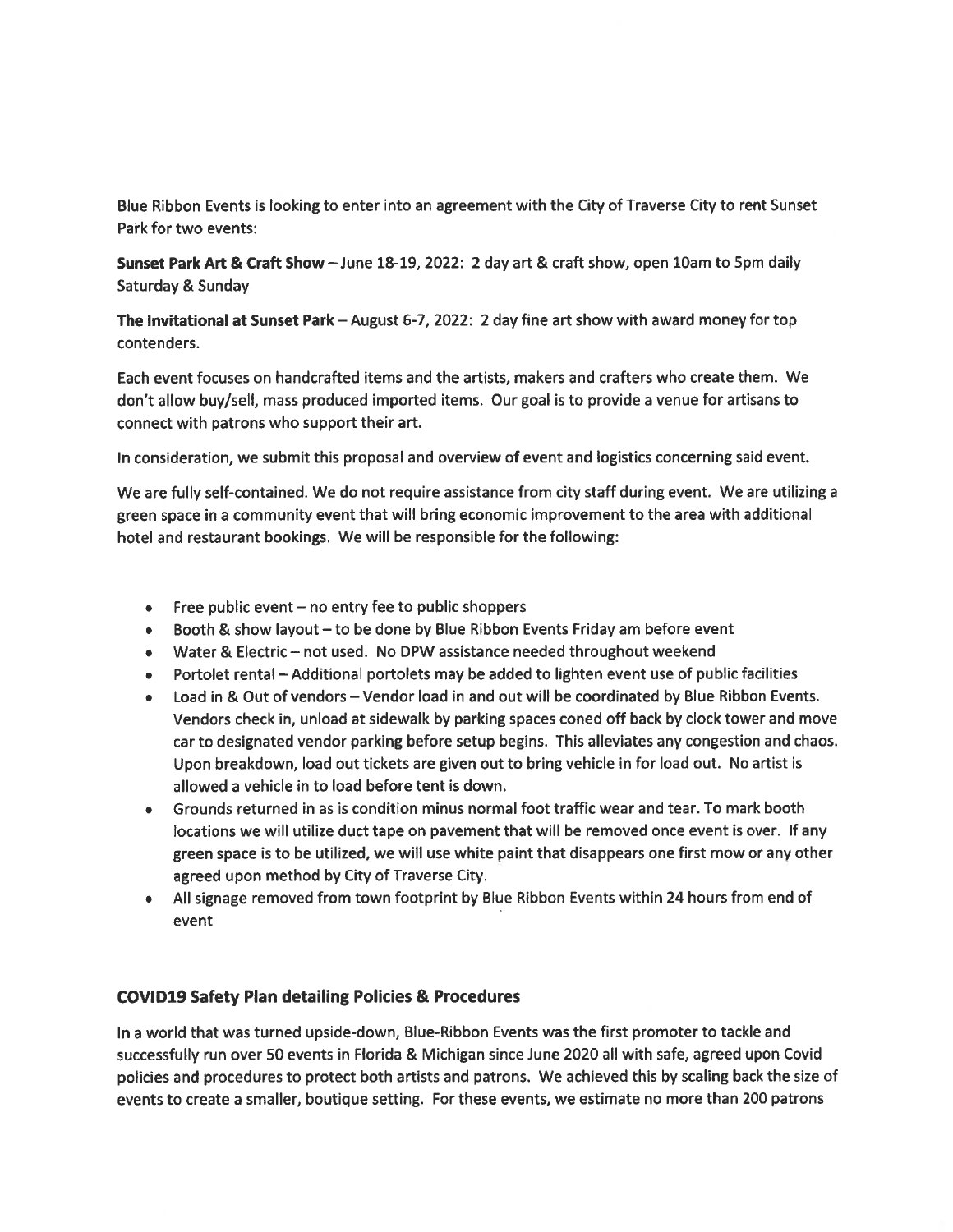Blue Ribbon Events is looking to enter into an agreement with the City of Traverse City to rent Sunset Park for two events:

**Sunset Park Art & Craft Show** – June 18-19, 2022: 2 day art & craft show, open 10am to 5pm daily Saturday & Sunday

**The Invitational at Sunset Park** – August 6-7, 2022: 2 day fine art show with award money for top contenders.

Each event focuses on handcrafted items and the artists, makers and crafters who create them. We don't allow buy/sell, mass produced imported items. Our goal is to provide a venue for artisans to connect with patrons who support their art.

In consideration, we submit this proposal and overview of event and logistics concerning said event.

We are fully self-contained. We do not require assistance from city staff during event. We are utilizing a green space in a community event that will bring economic improvement to the area with additional hotel and restaurant bookings. We will be responsible for the following:

- Free public event – no entry fee to public shoppers
- Booth & show layout – to be done by Blue Ribbon Events Friday am before event
- Water & Electric – not used. No DPW assistance needed throughout weekend
- Portolet rental – Additional portolets may be added to lighten event use of public facilities
- Load in & Out of vendors – Vendor load in and out will be coordinated by Blue Ribbon Events. Vendors check in, unload at sidewalk by parking spaces coned off back by clock tower and move car to designated vendor parking before setup begins. This alleviates any congestion and chaos. Upon breakdown, load out tickets are given out to bring vehicle in for load out. No artist is allowed a vehicle in to load before tent is down.
- Grounds returned in as is condition minus normal foot traffic wear and tear. To mark booth locations we will utilize duct tape on pavement that will be removed once event is over. If any green space is to be utilized, we will use white paint that disappears one first mow or any other agreed upon method by City of Traverse City.
- All signage removed from town footprint by Blue Ribbon Events within 24 hours from end of event

## COVID19 Safety Plan detailing Policies & Procedures

In a world that was turned upside-down, Blue-Ribbon Events was the first promoter to tackle and successfully run over 50 events in Florida & Michigan since June 2020 all with safe, agreed upon Covid policies and procedures to protect both artists and patrons. We achieved this by scaling back the size of events to create a smaller, boutique setting. For these events, we estimate no more than 200 patrons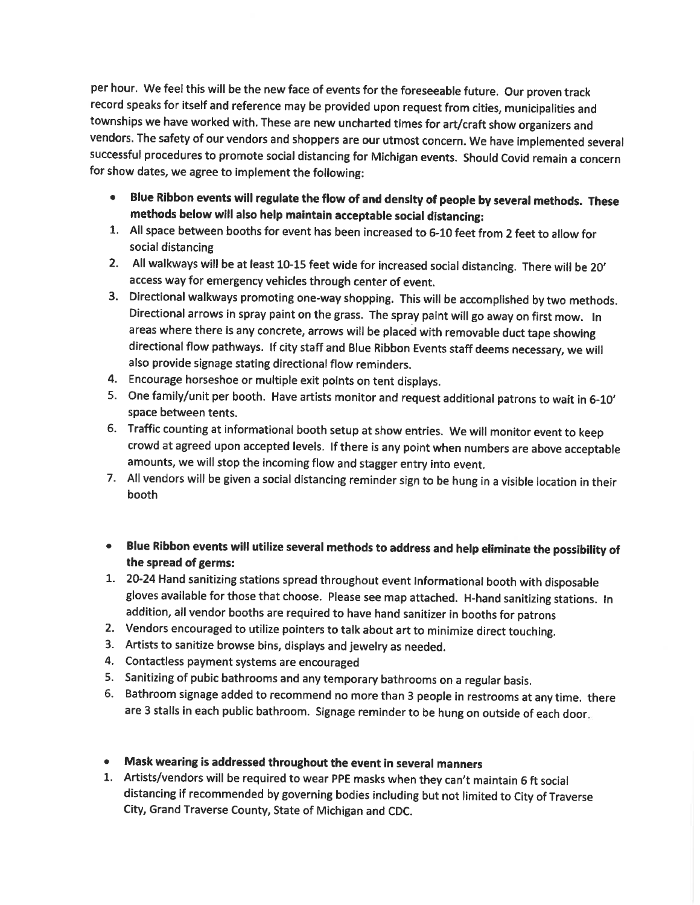per hour. We feel this will be the new face of events for the foreseeable future. Our proven track record speaks for itself and reference may be provided upon request from cities, municipalities and townships we have worked with. These are new uncharted times for art/craft show organizers and vendors. The safety of our vendors and shoppers are our utmost concern. We have implemented several successful procedures to promote social distancing for Michigan events. Should Covid remain a concern for show dates, we agree to implement the following:

- **Blue Ribbon events will regulate the flow of and density of people by several methods. These methods below will also help maintain acceptable social distancing:**

1. All space between booths for event has been increased to 6-10 feet from 2 feet to allow for social distancing
2. All walkways will be at least 10-15 feet wide for increased social distancing. There will be 20' access way for emergency vehicles through center of event.
3. Directional walkways promoting one-way shopping. This will be accomplished by two methods. Directional arrows in spray paint on the grass. The spray paint will go away on first mow. In areas where there is any concrete, arrows will be placed with removable duct tape showing directional flow pathways. If city staff and Blue Ribbon Events staff deems necessary, we will also provide signage stating directional flow reminders.
4. Encourage horseshoe or multiple exit points on tent displays.
5. One family/unit per booth. Have artists monitor and request additional patrons to wait in 6-10' space between tents.
6. Traffic counting at informational booth setup at show entries. We will monitor event to keep crowd at agreed upon accepted levels. If there is any point when numbers are above acceptable amounts, we will stop the incoming flow and stagger entry into event.
7. All vendors will be given a social distancing reminder sign to be hung in a visible location in their booth

- **Blue Ribbon events will utilize several methods to address and help eliminate the possibility of the spread of germs:**

1. 20-24 Hand sanitizing stations spread throughout event Informational booth with disposable gloves available for those that choose. Please see map attached. H-hand sanitizing stations. In addition, all vendor booths are required to have hand sanitizer in booths for patrons
2. Vendors encouraged to utilize pointers to talk about art to minimize direct touching.
3. Artists to sanitize browse bins, displays and jewelry as needed.
4. Contactless payment systems are encouraged
5. Sanitizing of pubic bathrooms and any temporary bathrooms on a regular basis.
6. Bathroom signage added to recommend no more than 3 people in restrooms at any time. there are 3 stalls in each public bathroom. Signage reminder to be hung on outside of each door.

- **Mask wearing is addressed throughout the event in several manners**

1. Artists/vendors will be required to wear PPE masks when they can't maintain 6 ft social distancing if recommended by governing bodies including but not limited to City of Traverse City, Grand Traverse County, State of Michigan and CDC.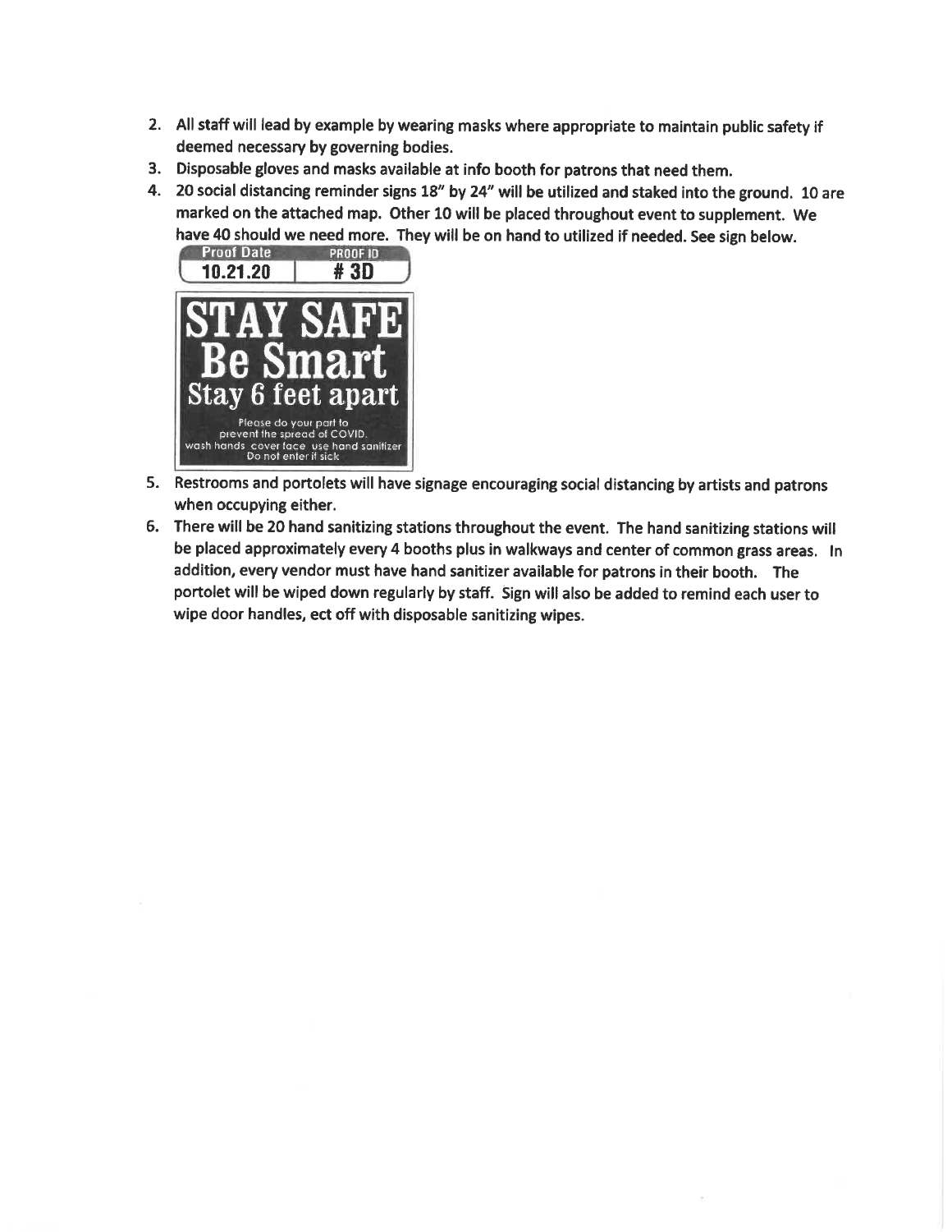2. All staff will lead by example by wearing masks where appropriate to maintain public safety if deemed necessary by governing bodies.
3. Disposable gloves and masks available at info booth for patrons that need them.
4. 20 social distancing reminder signs 18" by 24" will be utilized and staked into the ground. 10 are marked on the attached map. Other 10 will be placed throughout event to supplement. We have 40 should we need more. They will be on hand to utilized if needed. See sign below.

| Proof Date | PROOF ID |
| --- | --- |
| 10.21.20 | # 3D |

**STAY SAFE**
**Be Smart**
**Stay 6 feet apart**

Please do your part to prevent the spread of COVID.
wash hands cover face use hand sanitizer
Do not enter if sick

5. Restrooms and portolets will have signage encouraging social distancing by artists and patrons when occupying either.
6. There will be 20 hand sanitizing stations throughout the event. The hand sanitizing stations will be placed approximately every 4 booths plus in walkways and center of common grass areas. In addition, every vendor must have hand sanitizer available for patrons in their booth. The portolet will be wiped down regularly by staff. Sign will also be added to remind each user to wipe door handles, ect off with disposable sanitizing wipes.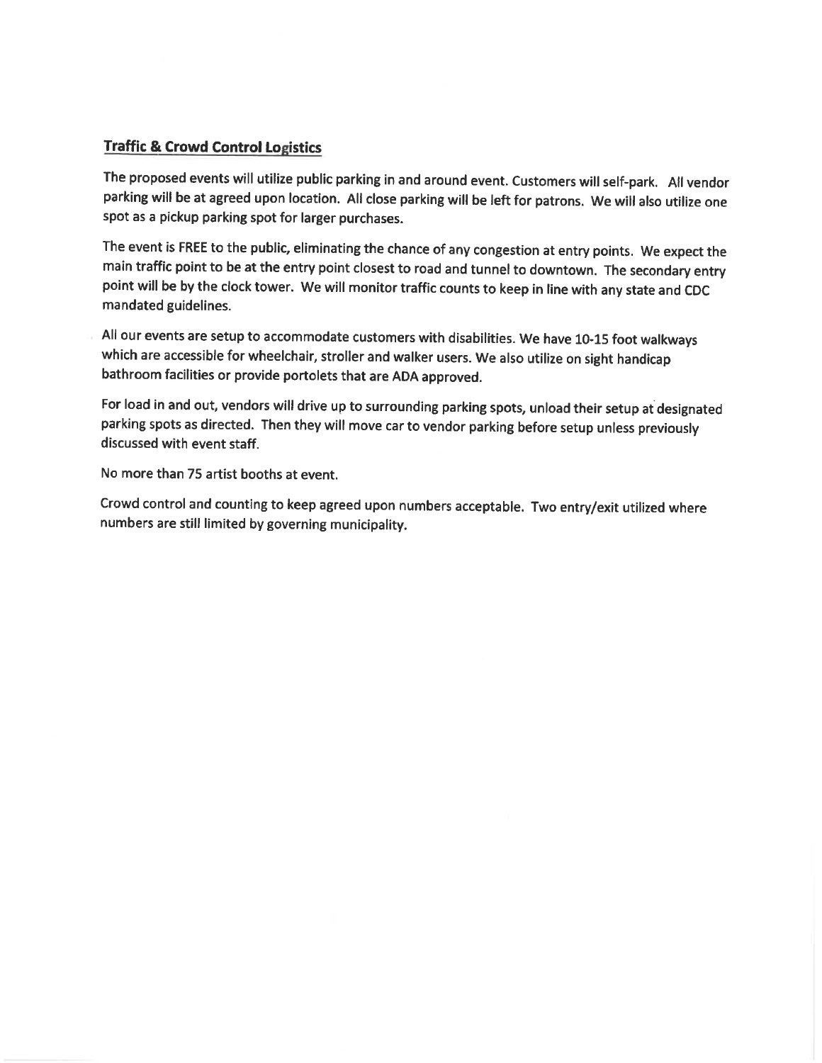## Traffic & Crowd Control Logistics

The proposed events will utilize public parking in and around event. Customers will self-park. All vendor parking will be at agreed upon location. All close parking will be left for patrons. We will also utilize one spot as a pickup parking spot for larger purchases.

The event is FREE to the public, eliminating the chance of any congestion at entry points. We expect the main traffic point to be at the entry point closest to road and tunnel to downtown. The secondary entry point will be by the clock tower. We will monitor traffic counts to keep in line with any state and CDC mandated guidelines.

All our events are setup to accommodate customers with disabilities. We have 10-15 foot walkways which are accessible for wheelchair, stroller and walker users. We also utilize on sight handicap bathroom facilities or provide portolets that are ADA approved.

For load in and out, vendors will drive up to surrounding parking spots, unload their setup at designated parking spots as directed. Then they will move car to vendor parking before setup unless previously discussed with event staff.

No more than 75 artist booths at event.

Crowd control and counting to keep agreed upon numbers acceptable. Two entry/exit utilized where numbers are still limited by governing municipality.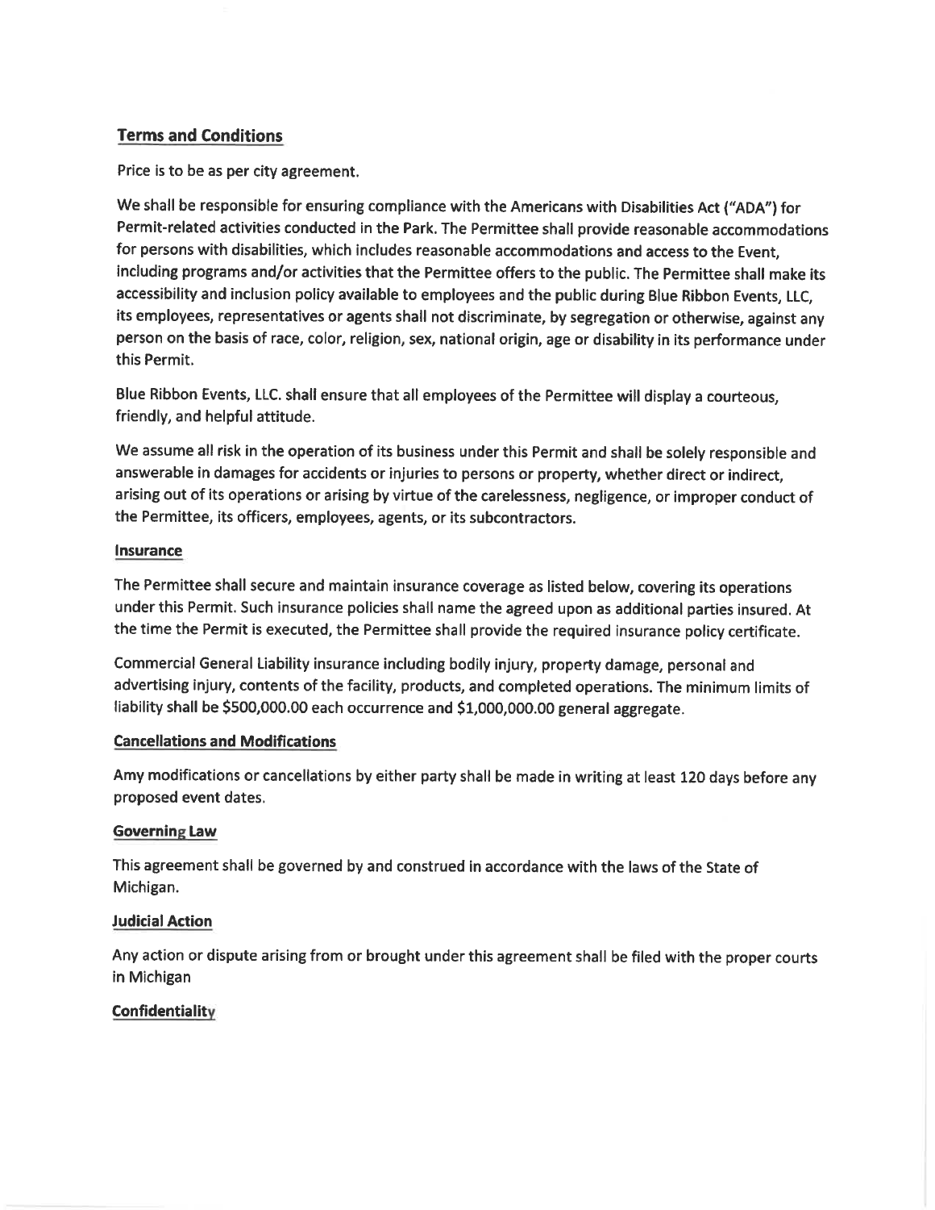## Terms and Conditions

Price is to be as per city agreement.

We shall be responsible for ensuring compliance with the Americans with Disabilities Act ("ADA") for Permit-related activities conducted in the Park. The Permittee shall provide reasonable accommodations for persons with disabilities, which includes reasonable accommodations and access to the Event, including programs and/or activities that the Permittee offers to the public. The Permittee shall make its accessibility and inclusion policy available to employees and the public during Blue Ribbon Events, LLC, its employees, representatives or agents shall not discriminate, by segregation or otherwise, against any person on the basis of race, color, religion, sex, national origin, age or disability in its performance under this Permit.

Blue Ribbon Events, LLC. shall ensure that all employees of the Permittee will display a courteous, friendly, and helpful attitude.

We assume all risk in the operation of its business under this Permit and shall be solely responsible and answerable in damages for accidents or injuries to persons or property, whether direct or indirect, arising out of its operations or arising by virtue of the carelessness, negligence, or improper conduct of the Permittee, its officers, employees, agents, or its subcontractors.

### Insurance

The Permittee shall secure and maintain insurance coverage as listed below, covering its operations under this Permit. Such insurance policies shall name the agreed upon as additional parties insured. At the time the Permit is executed, the Permittee shall provide the required insurance policy certificate.

Commercial General Liability insurance including bodily injury, property damage, personal and advertising injury, contents of the facility, products, and completed operations. The minimum limits of liability shall be $500,000.00 each occurrence and $1,000,000.00 general aggregate.

### Cancellations and Modifications

Amy modifications or cancellations by either party shall be made in writing at least 120 days before any proposed event dates.

### Governing Law

This agreement shall be governed by and construed in accordance with the laws of the State of Michigan.

### Judicial Action

Any action or dispute arising from or brought under this agreement shall be filed with the proper courts in Michigan

### Confidentiality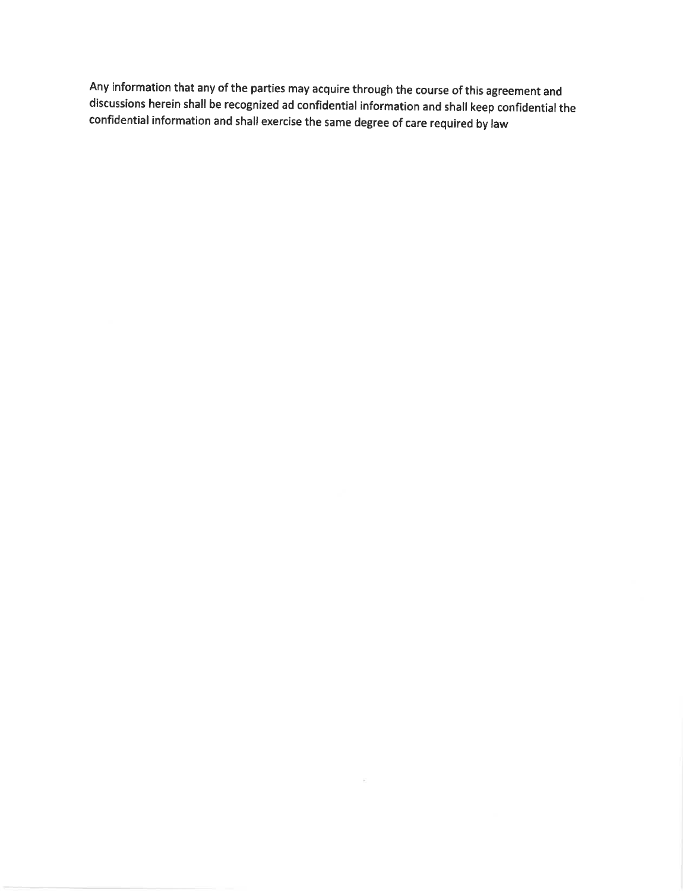Any information that any of the parties may acquire through the course of this agreement and discussions herein shall be recognized ad confidential information and shall keep confidential the confidential information and shall exercise the same degree of care required by law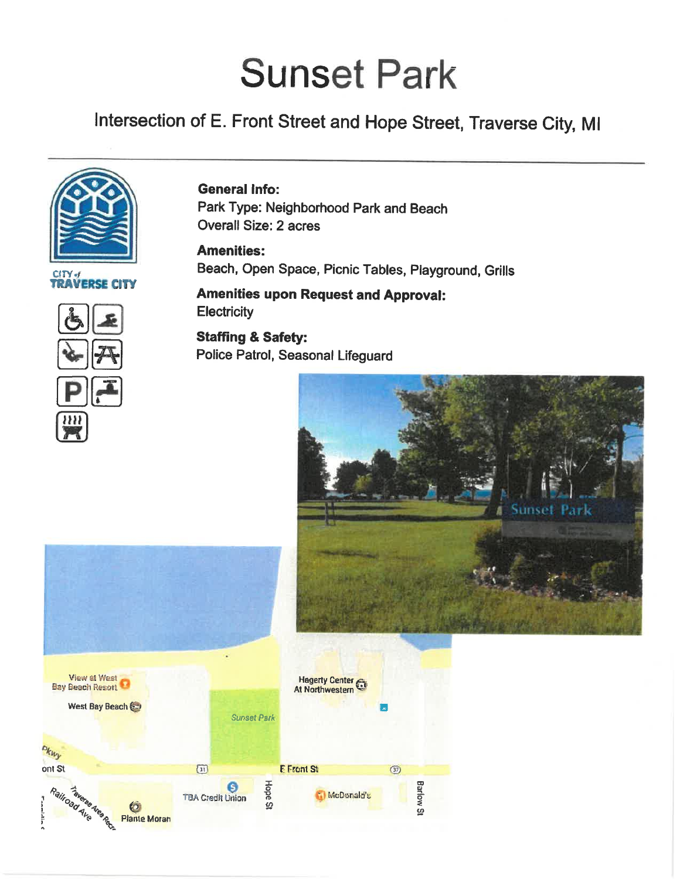# Sunset Park

Intersection of E. Front Street and Hope Street, Traverse City, MI

CITY of TRAVERSE CITY

**General Info:**
Park Type: Neighborhood Park and Beach
Overall Size: 2 acres

**Amenities:**
Beach, Open Space, Picnic Tables, Playground, Grills

**Amenities upon Request and Approval:**
Electricity

**Staffing & Safety:**
Police Patrol, Seasonal Lifeguard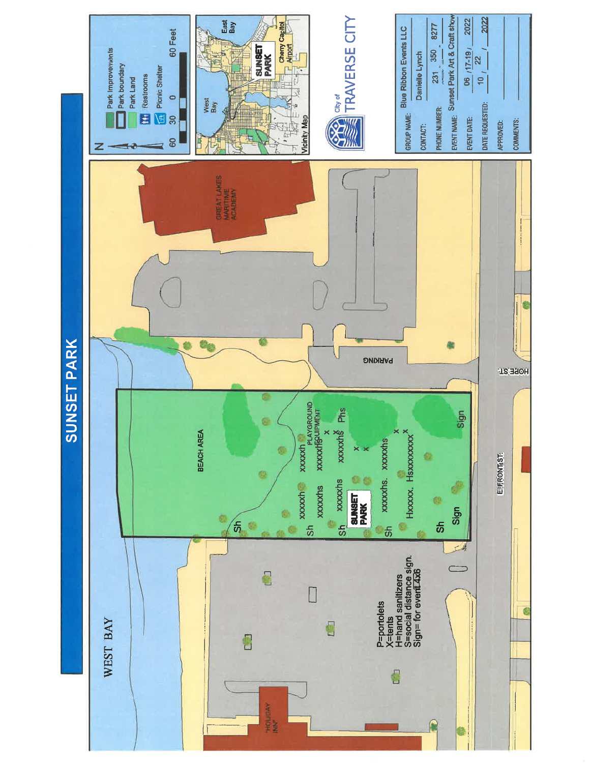# SUNSET PARK

WEST BAY

BEACH AREA

PLAYGROUND EQUIPMENT

SUNSET PARK

PARKING

GREAT LAKES MARITIME ACADEMY

HOLIDAY INN

E. FRONT ST.

HOPE ST.

Sh

Sh xxxxxh xxxxxh

Sh xxxxxhs xxxxxhs

Sh xxxxxhs xxxxxhs Phs

Sh xxxxxhs. xxxxxhs

Hxxxxx. Hsxxxxxxxx

Sh

Sign

Sign

P=portolets
X=tents
H=hand sanitizers
S=social distance sign.
Sign= for event 4x6

N

- Park Improvements
- Park boundary
- Park Land
- Restrooms
- Picnic Shelter

60 30 0 60 Feet

Vicinity Map

West Bay

East Bay

SUNSET PARK

Cherry Capitol Airport

City of TRAVERSE CITY

| | |
|---|---|
| GROUP NAME: | Blue Ribbon Events LLC |
| CONTACT: | Danielle Lynch |
| PHONE NUMBER: | 231 . 350 . 8277 |
| EVENT NAME: | Sunset Park Art & Craft show |
| EVENT DATE: | 06 / 17-19 / 2022 |
| DATE REQUESTED: | 10 / 22 / 2022 |
| APPROVED: | |
| COMMENTS: | |